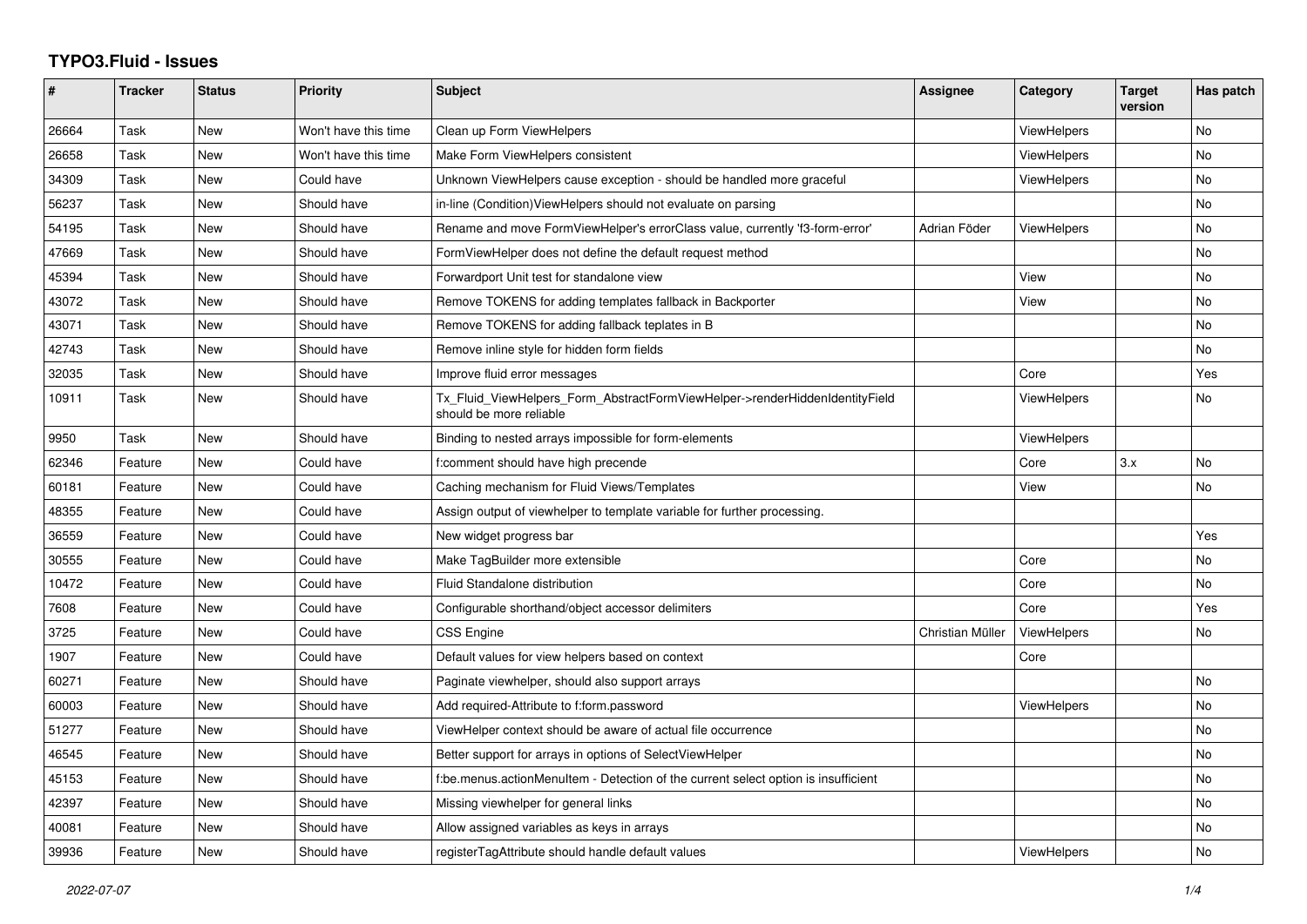# TYPO3.Fluid - Issues

| # | Tracker | Status | Priority | Subject | Assignee | Category | Target version | Has patch |
|---|---|---|---|---|---|---|---|---|
| 26664 | Task | New | Won't have this time | Clean up Form ViewHelpers | | ViewHelpers | | No |
| 26658 | Task | New | Won't have this time | Make Form ViewHelpers consistent | | ViewHelpers | | No |
| 34309 | Task | New | Could have | Unknown ViewHelpers cause exception - should be handled more graceful | | ViewHelpers | | No |
| 56237 | Task | New | Should have | in-line (Condition)ViewHelpers should not evaluate on parsing | | | | No |
| 54195 | Task | New | Should have | Rename and move FormViewHelper's errorClass value, currently 'f3-form-error' | Adrian Föder | ViewHelpers | | No |
| 47669 | Task | New | Should have | FormViewHelper does not define the default request method | | | | No |
| 45394 | Task | New | Should have | Forwardport Unit test for standalone view | | View | | No |
| 43072 | Task | New | Should have | Remove TOKENS for adding templates fallback in Backporter | | View | | No |
| 43071 | Task | New | Should have | Remove TOKENS for adding fallback teplates in B | | | | No |
| 42743 | Task | New | Should have | Remove inline style for hidden form fields | | | | No |
| 32035 | Task | New | Should have | Improve fluid error messages | | Core | | Yes |
| 10911 | Task | New | Should have | Tx_Fluid_ViewHelpers_Form_AbstractFormViewHelper->renderHiddenIdentityField should be more reliable | | ViewHelpers | | No |
| 9950 | Task | New | Should have | Binding to nested arrays impossible for form-elements | | ViewHelpers | | |
| 62346 | Feature | New | Could have | f:comment should have high precende | | Core | 3.x | No |
| 60181 | Feature | New | Could have | Caching mechanism for Fluid Views/Templates | | View | | No |
| 48355 | Feature | New | Could have | Assign output of viewhelper to template variable for further processing. | | | | |
| 36559 | Feature | New | Could have | New widget progress bar | | | | Yes |
| 30555 | Feature | New | Could have | Make TagBuilder more extensible | | Core | | No |
| 10472 | Feature | New | Could have | Fluid Standalone distribution | | Core | | No |
| 7608 | Feature | New | Could have | Configurable shorthand/object accessor delimiters | | Core | | Yes |
| 3725 | Feature | New | Could have | CSS Engine | Christian Müller | ViewHelpers | | No |
| 1907 | Feature | New | Could have | Default values for view helpers based on context | | Core | | |
| 60271 | Feature | New | Should have | Paginate viewhelper, should also support arrays | | | | No |
| 60003 | Feature | New | Should have | Add required-Attribute to f:form.password | | ViewHelpers | | No |
| 51277 | Feature | New | Should have | ViewHelper context should be aware of actual file occurrence | | | | No |
| 46545 | Feature | New | Should have | Better support for arrays in options of SelectViewHelper | | | | No |
| 45153 | Feature | New | Should have | f:be.menus.actionMenuItem - Detection of the current select option is insufficient | | | | No |
| 42397 | Feature | New | Should have | Missing viewhelper for general links | | | | No |
| 40081 | Feature | New | Should have | Allow assigned variables as keys in arrays | | | | No |
| 39936 | Feature | New | Should have | registerTagAttribute should handle default values | | ViewHelpers | | No |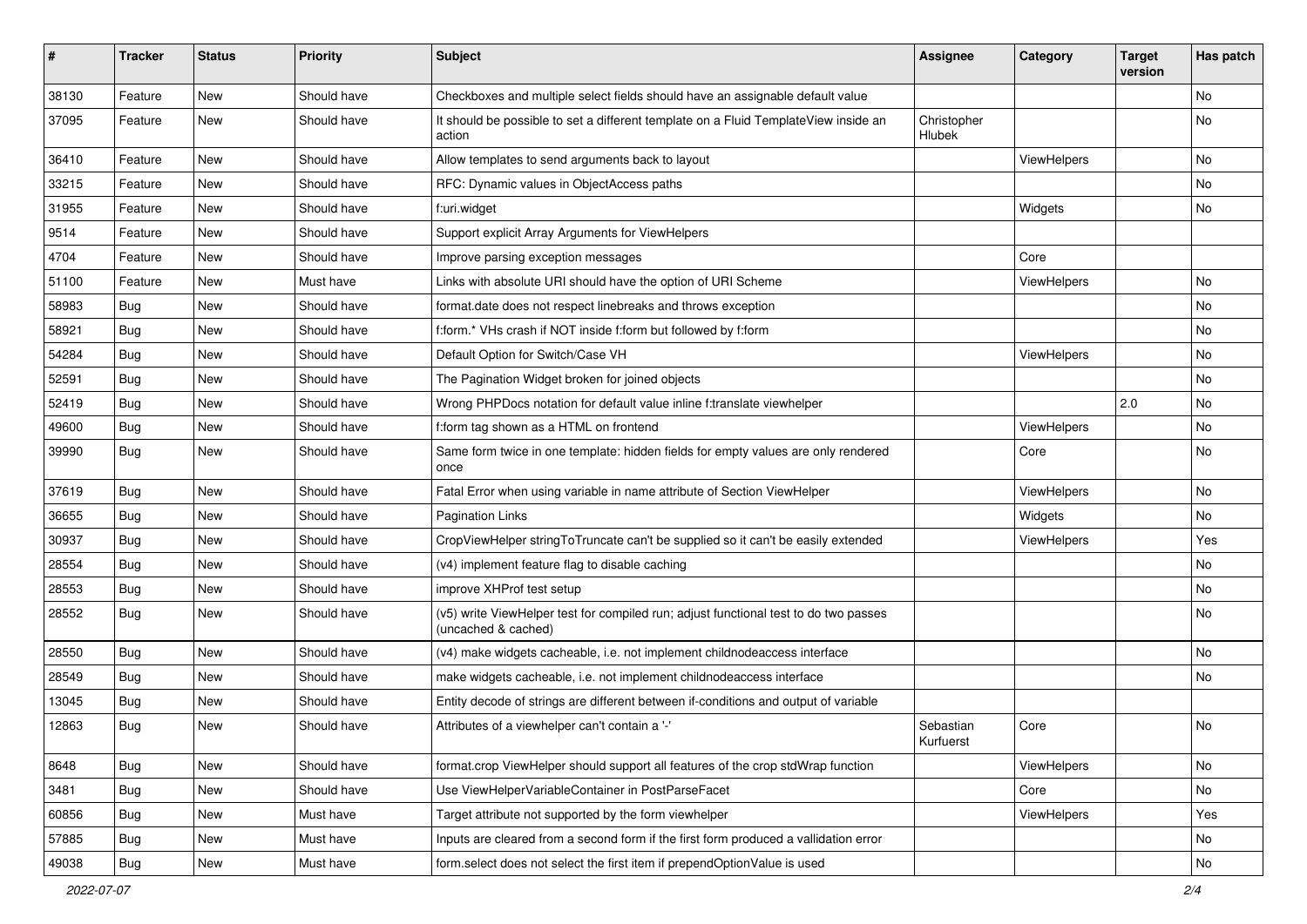| # | Tracker | Status | Priority | Subject | Assignee | Category | Target version | Has patch |
|---|---|---|---|---|---|---|---|---|
| 38130 | Feature | New | Should have | Checkboxes and multiple select fields should have an assignable default value | | | | No |
| 37095 | Feature | New | Should have | It should be possible to set a different template on a Fluid TemplateView inside an action | Christopher Hlubek | | | No |
| 36410 | Feature | New | Should have | Allow templates to send arguments back to layout | | ViewHelpers | | No |
| 33215 | Feature | New | Should have | RFC: Dynamic values in ObjectAccess paths | | | | No |
| 31955 | Feature | New | Should have | f:uri.widget | | Widgets | | No |
| 9514 | Feature | New | Should have | Support explicit Array Arguments for ViewHelpers | | | | |
| 4704 | Feature | New | Should have | Improve parsing exception messages | | Core | | |
| 51100 | Feature | New | Must have | Links with absolute URI should have the option of URI Scheme | | ViewHelpers | | No |
| 58983 | Bug | New | Should have | format.date does not respect linebreaks and throws exception | | | | No |
| 58921 | Bug | New | Should have | f:form.* VHs crash if NOT inside f:form but followed by f:form | | | | No |
| 54284 | Bug | New | Should have | Default Option for Switch/Case VH | | ViewHelpers | | No |
| 52591 | Bug | New | Should have | The Pagination Widget broken for joined objects | | | | No |
| 52419 | Bug | New | Should have | Wrong PHPDocs notation for default value inline f:translate viewhelper | | | 2.0 | No |
| 49600 | Bug | New | Should have | f:form tag shown as a HTML on frontend | | ViewHelpers | | No |
| 39990 | Bug | New | Should have | Same form twice in one template: hidden fields for empty values are only rendered once | | Core | | No |
| 37619 | Bug | New | Should have | Fatal Error when using variable in name attribute of Section ViewHelper | | ViewHelpers | | No |
| 36655 | Bug | New | Should have | Pagination Links | | Widgets | | No |
| 30937 | Bug | New | Should have | CropViewHelper stringToTruncate can't be supplied so it can't be easily extended | | ViewHelpers | | Yes |
| 28554 | Bug | New | Should have | (v4) implement feature flag to disable caching | | | | No |
| 28553 | Bug | New | Should have | improve XHProf test setup | | | | No |
| 28552 | Bug | New | Should have | (v5) write ViewHelper test for compiled run; adjust functional test to do two passes (uncached & cached) | | | | No |
| 28550 | Bug | New | Should have | (v4) make widgets cacheable, i.e. not implement childnodeaccess interface | | | | No |
| 28549 | Bug | New | Should have | make widgets cacheable, i.e. not implement childnodeaccess interface | | | | No |
| 13045 | Bug | New | Should have | Entity decode of strings are different between if-conditions and output of variable | | | | |
| 12863 | Bug | New | Should have | Attributes of a viewhelper can't contain a '-' | Sebastian Kurfuerst | Core | | No |
| 8648 | Bug | New | Should have | format.crop ViewHelper should support all features of the crop stdWrap function | | ViewHelpers | | No |
| 3481 | Bug | New | Should have | Use ViewHelperVariableContainer in PostParseFacet | | Core | | No |
| 60856 | Bug | New | Must have | Target attribute not supported by the form viewhelper | | ViewHelpers | | Yes |
| 57885 | Bug | New | Must have | Inputs are cleared from a second form if the first form produced a vallidation error | | | | No |
| 49038 | Bug | New | Must have | form.select does not select the first item if prependOptionValue is used | | | | No |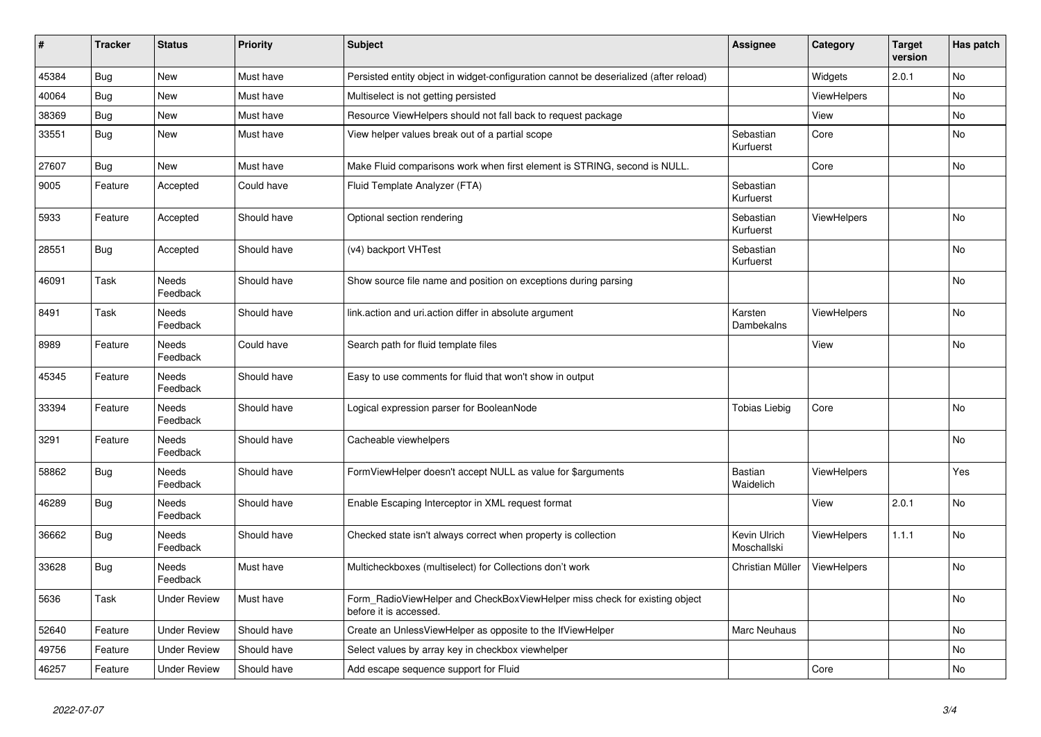| # | Tracker | Status | Priority | Subject | Assignee | Category | Target version | Has patch |
|---|---|---|---|---|---|---|---|---|
| 45384 | Bug | New | Must have | Persisted entity object in widget-configuration cannot be deserialized (after reload) | | Widgets | 2.0.1 | No |
| 40064 | Bug | New | Must have | Multiselect is not getting persisted | | ViewHelpers | | No |
| 38369 | Bug | New | Must have | Resource ViewHelpers should not fall back to request package | | View | | No |
| 33551 | Bug | New | Must have | View helper values break out of a partial scope | Sebastian Kurfuerst | Core | | No |
| 27607 | Bug | New | Must have | Make Fluid comparisons work when first element is STRING, second is NULL. | | Core | | No |
| 9005 | Feature | Accepted | Could have | Fluid Template Analyzer (FTA) | Sebastian Kurfuerst | | | |
| 5933 | Feature | Accepted | Should have | Optional section rendering | Sebastian Kurfuerst | ViewHelpers | | No |
| 28551 | Bug | Accepted | Should have | (v4) backport VHTest | Sebastian Kurfuerst | | | No |
| 46091 | Task | Needs Feedback | Should have | Show source file name and position on exceptions during parsing | | | | No |
| 8491 | Task | Needs Feedback | Should have | link.action and uri.action differ in absolute argument | Karsten Dambekalns | ViewHelpers | | No |
| 8989 | Feature | Needs Feedback | Could have | Search path for fluid template files | | View | | No |
| 45345 | Feature | Needs Feedback | Should have | Easy to use comments for fluid that won't show in output | | | | |
| 33394 | Feature | Needs Feedback | Should have | Logical expression parser for BooleanNode | Tobias Liebig | Core | | No |
| 3291 | Feature | Needs Feedback | Should have | Cacheable viewhelpers | | | | No |
| 58862 | Bug | Needs Feedback | Should have | FormViewHelper doesn't accept NULL as value for $arguments | Bastian Waidelich | ViewHelpers | | Yes |
| 46289 | Bug | Needs Feedback | Should have | Enable Escaping Interceptor in XML request format | | View | 2.0.1 | No |
| 36662 | Bug | Needs Feedback | Should have | Checked state isn't always correct when property is collection | Kevin Ulrich Moschallski | ViewHelpers | 1.1.1 | No |
| 33628 | Bug | Needs Feedback | Must have | Multicheckboxes (multiselect) for Collections don't work | Christian Müller | ViewHelpers | | No |
| 5636 | Task | Under Review | Must have | Form_RadioViewHelper and CheckBoxViewHelper miss check for existing object before it is accessed. | | | | No |
| 52640 | Feature | Under Review | Should have | Create an UnlessViewHelper as opposite to the IfViewHelper | Marc Neuhaus | | | No |
| 49756 | Feature | Under Review | Should have | Select values by array key in checkbox viewhelper | | | | No |
| 46257 | Feature | Under Review | Should have | Add escape sequence support for Fluid | | Core | | No |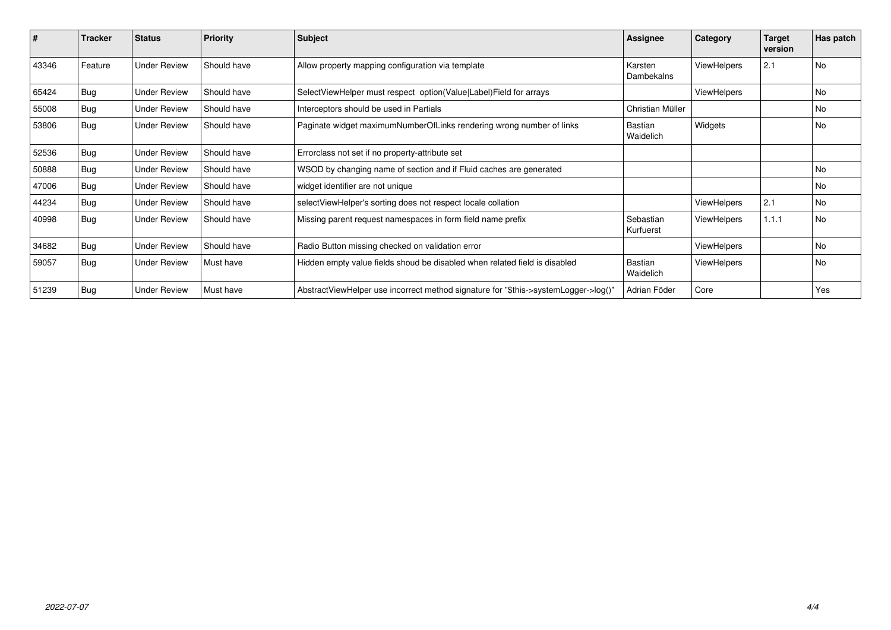| # | Tracker | Status | Priority | Subject | Assignee | Category | Target version | Has patch |
|---|---|---|---|---|---|---|---|---|
| 43346 | Feature | Under Review | Should have | Allow property mapping configuration via template | Karsten Dambekalns | ViewHelpers | 2.1 | No |
| 65424 | Bug | Under Review | Should have | SelectViewHelper must respect option(Value\|Label)Field for arrays | | ViewHelpers | | No |
| 55008 | Bug | Under Review | Should have | Interceptors should be used in Partials | Christian Müller | | | No |
| 53806 | Bug | Under Review | Should have | Paginate widget maximumNumberOfLinks rendering wrong number of links | Bastian Waidelich | Widgets | | No |
| 52536 | Bug | Under Review | Should have | Errorclass not set if no property-attribute set | | | | |
| 50888 | Bug | Under Review | Should have | WSOD by changing name of section and if Fluid caches are generated | | | | No |
| 47006 | Bug | Under Review | Should have | widget identifier are not unique | | | | No |
| 44234 | Bug | Under Review | Should have | selectViewHelper's sorting does not respect locale collation | | ViewHelpers | 2.1 | No |
| 40998 | Bug | Under Review | Should have | Missing parent request namespaces in form field name prefix | Sebastian Kurfuerst | ViewHelpers | 1.1.1 | No |
| 34682 | Bug | Under Review | Should have | Radio Button missing checked on validation error | | ViewHelpers | | No |
| 59057 | Bug | Under Review | Must have | Hidden empty value fields shoud be disabled when related field is disabled | Bastian Waidelich | ViewHelpers | | No |
| 51239 | Bug | Under Review | Must have | AbstractViewHelper use incorrect method signature for "$this->systemLogger->log()" | Adrian Föder | Core | | Yes |